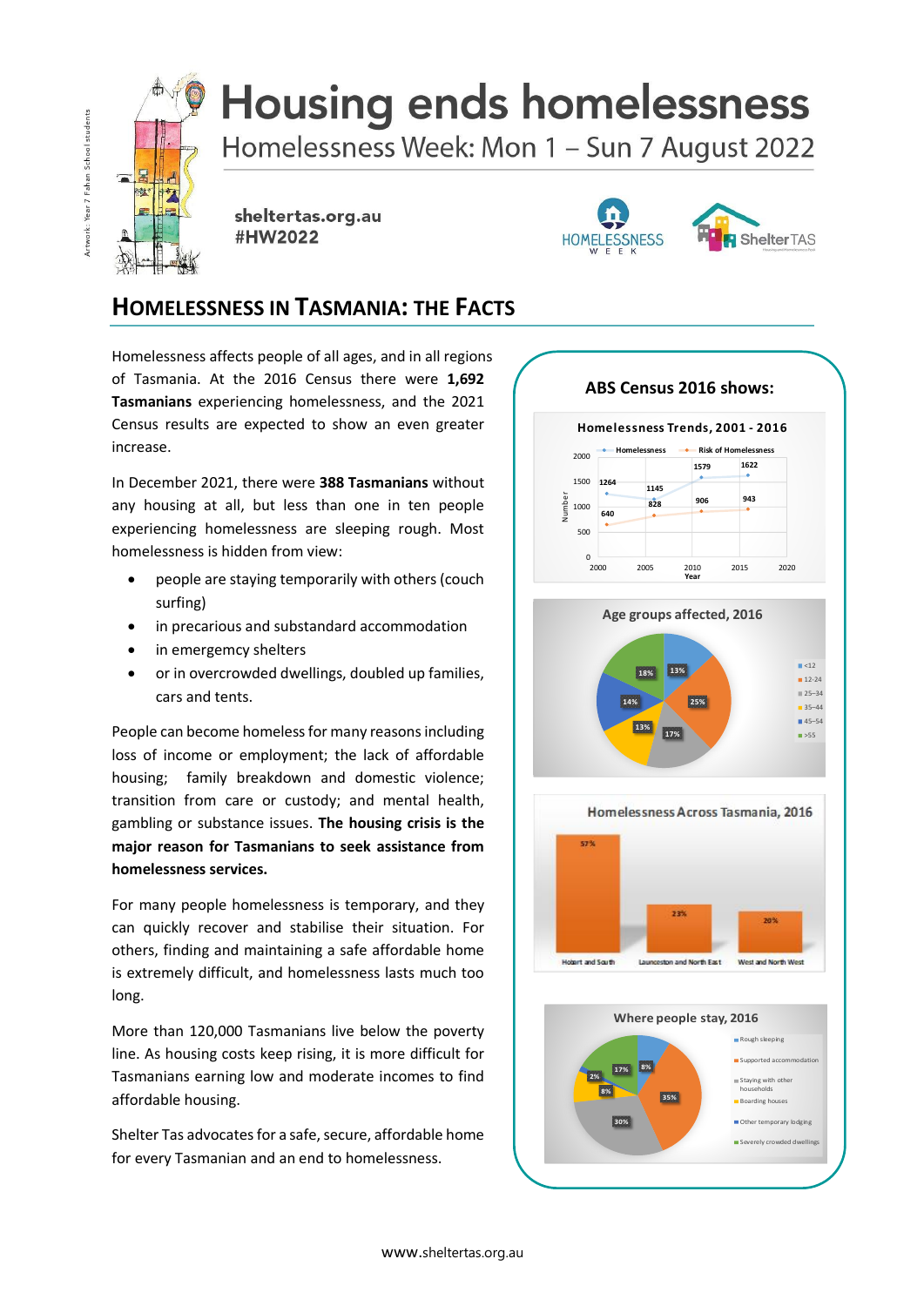# Housing ends homelessness

Homelessness Week: Mon 1 – Sun 7 August 2022

**sheltertas.org.au**
**#HW2022**

Artwork: Year 7 Fahan School students

## HOMELESSNESS IN TASMANIA: THE FACTS

Homelessness affects people of all ages, and in all regions of Tasmania. At the 2016 Census there were **1,692 Tasmanians** experiencing homelessness, and the 2021 Census results are expected to show an even greater increase.

In December 2021, there were **388 Tasmanians** without any housing at all, but less than one in ten people experiencing homelessness are sleeping rough. Most homelessness is hidden from view:

- people are staying temporarily with others (couch surfing)
- in precarious and substandard accommodation
- in emergemcy shelters
- or in overcrowded dwellings, doubled up families, cars and tents.

People can become homeless for many reasons including loss of income or employment; the lack of affordable housing; family breakdown and domestic violence; transition from care or custody; and mental health, gambling or substance issues. **The housing crisis is the major reason for Tasmanians to seek assistance from homelessness services.**

For many people homelessness is temporary, and they can quickly recover and stabilise their situation. For others, finding and maintaining a safe affordable home is extremely difficult, and homelessness lasts much too long.

More than 120,000 Tasmanians live below the poverty line. As housing costs keep rising, it is more difficult for Tasmanians earning low and moderate incomes to find affordable housing.

Shelter Tas advocates for a safe, secure, affordable home for every Tasmanian and an end to homelessness.

### ABS Census 2016 shows:

**Homelessness Trends, 2001 - 2016**

| Year | Homelessness | Risk of Homelessness |
|---|---|---|
| 2001 | 1264 | 640 |
| 2006 | 1145 | 828 |
| 2011 | 1579 | 906 |
| 2016 | 1622 | 943 |

**Age groups affected, 2016**

| Age group | % |
|---|---|
| <12 | 13% |
| 12-24 | 25% |
| 25–34 | 17% |
| 35–44 | 13% |
| 45–54 | 14% |
| >55 | 18% |

**Homelessness Across Tasmania, 2016**

| Region | % |
|---|---|
| Hobart and South | 57% |
| Launceston and North East | 23% |
| West and North West | 20% |

**Where people stay, 2016**

| Category | % |
|---|---|
| Rough sleeping | 8% |
| Supported accommodation | 35% |
| Staying with other households | 30% |
| Boarding houses | 8% |
| Other temporary lodging | 2% |
| Severely crowded dwellings | 17% |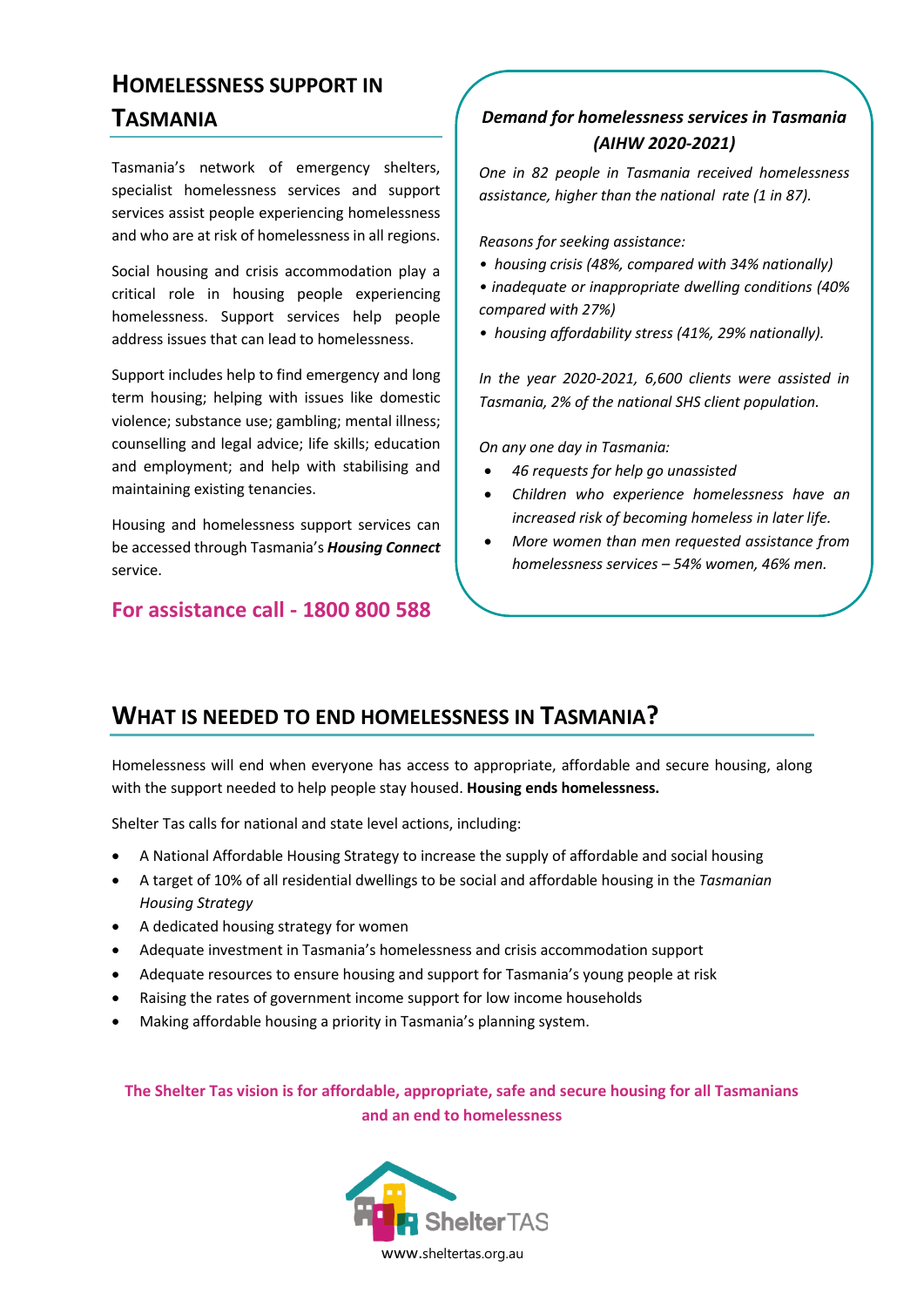## HOMELESSNESS SUPPORT IN TASMANIA

Tasmania's network of emergency shelters, specialist homelessness services and support services assist people experiencing homelessness and who are at risk of homelessness in all regions.

Social housing and crisis accommodation play a critical role in housing people experiencing homelessness. Support services help people address issues that can lead to homelessness.

Support includes help to find emergency and long term housing; helping with issues like domestic violence; substance use; gambling; mental illness; counselling and legal advice; life skills; education and employment; and help with stabilising and maintaining existing tenancies.

Housing and homelessness support services can be accessed through Tasmania's ***Housing Connect*** service.

**For assistance call - 1800 800 588**

***Demand for homelessness services in Tasmania (AIHW 2020-2021)***

*One in 82 people in Tasmania received homelessness assistance, higher than the national rate (1 in 87).*

*Reasons for seeking assistance:*

- *housing crisis (48%, compared with 34% nationally)*
- *inadequate or inappropriate dwelling conditions (40% compared with 27%)*
- *housing affordability stress (41%, 29% nationally).*

*In the year 2020-2021, 6,600 clients were assisted in Tasmania, 2% of the national SHS client population.*

*On any one day in Tasmania:*

- *46 requests for help go unassisted*
- *Children who experience homelessness have an increased risk of becoming homeless in later life.*
- *More women than men requested assistance from homelessness services – 54% women, 46% men.*

## WHAT IS NEEDED TO END HOMELESSNESS IN TASMANIA?

Homelessness will end when everyone has access to appropriate, affordable and secure housing, along with the support needed to help people stay housed. **Housing ends homelessness.**

Shelter Tas calls for national and state level actions, including:

- A National Affordable Housing Strategy to increase the supply of affordable and social housing
- A target of 10% of all residential dwellings to be social and affordable housing in the *Tasmanian Housing Strategy*
- A dedicated housing strategy for women
- Adequate investment in Tasmania's homelessness and crisis accommodation support
- Adequate resources to ensure housing and support for Tasmania's young people at risk
- Raising the rates of government income support for low income households
- Making affordable housing a priority in Tasmania's planning system.

**The Shelter Tas vision is for affordable, appropriate, safe and secure housing for all Tasmanians and an end to homelessness**

ShelterTAS

www.sheltertas.org.au